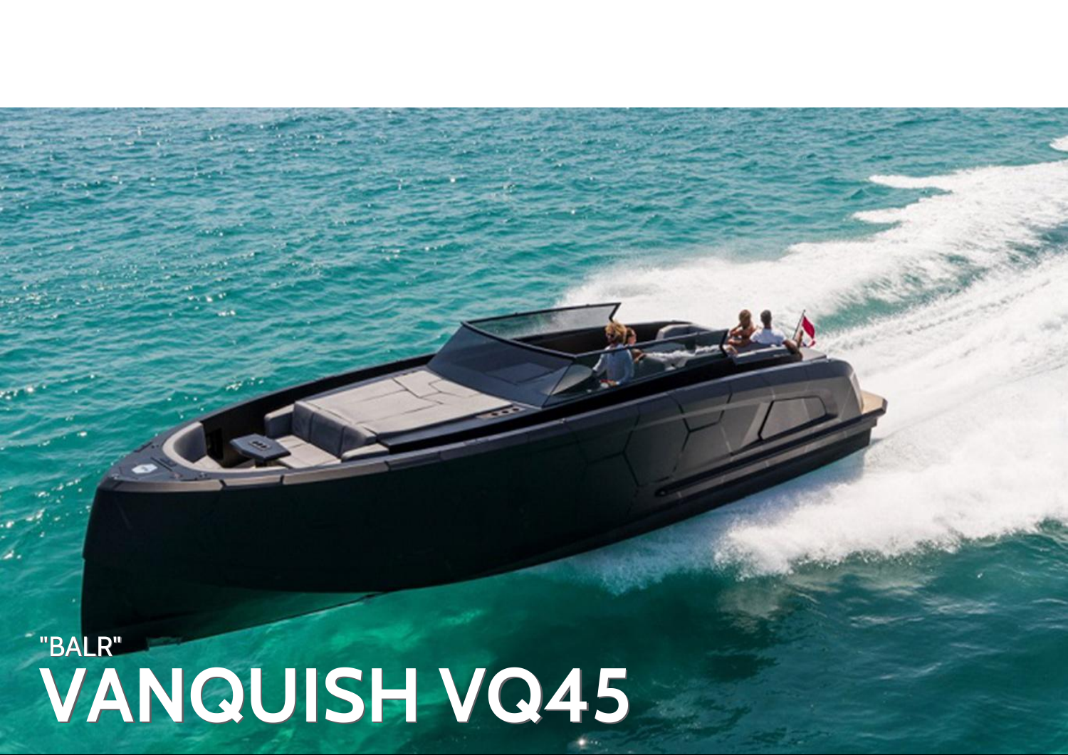"BALR"

# VANQUISH VQ45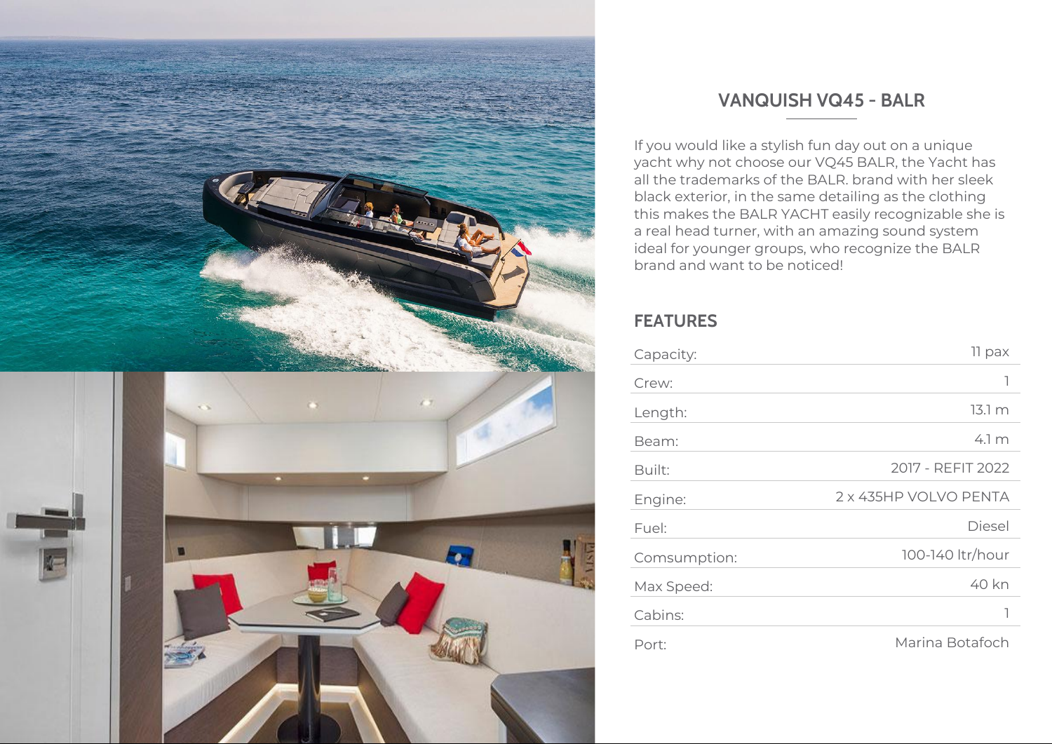## VANQUISH VQ45 - BALR

If you would like a stylish fun day out on a unique yacht why not choose our VQ45 BALR, the Yacht has all the trademarks of the BALR. brand with her sleek black exterior, in the same detailing as the clothing this makes the BALR YACHT easily recognizable she is a real head turner, with an amazing sound system ideal for younger groups, who recognize the BALR brand and want to be noticed!

### FEATURES

| | |
|---|---|
| Capacity: | 11 pax |
| Crew: | 1 |
| Length: | 13.1 m |
| Beam: | 4.1 m |
| Built: | 2017 - REFIT 2022 |
| Engine: | 2 x 435HP VOLVO PENTA |
| Fuel: | Diesel |
| Comsumption: | 100-140 ltr/hour |
| Max Speed: | 40 kn |
| Cabins: | 1 |
| Port: | Marina Botafoch |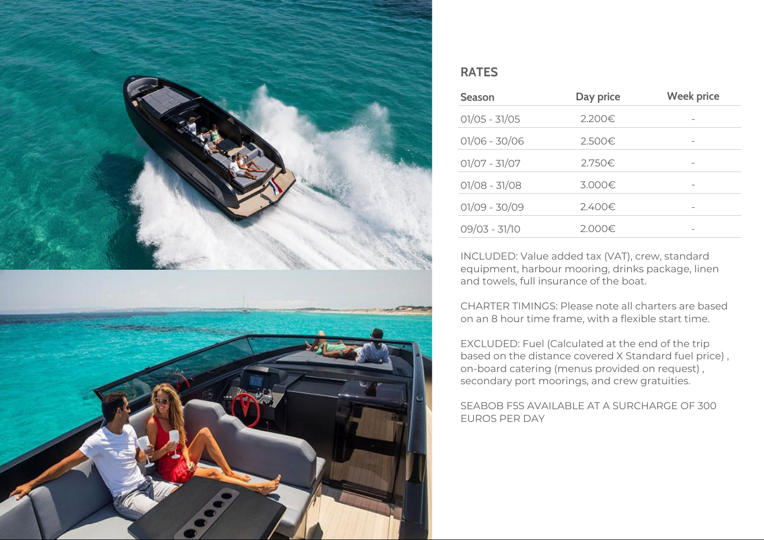## RATES

| Season | Day price | Week price |
|---|---|---|
| 01/05 - 31/05 | 2.200€ | - |
| 01/06 - 30/06 | 2.500€ | - |
| 01/07 - 31/07 | 2.750€ | - |
| 01/08 - 31/08 | 3.000€ | - |
| 01/09 - 30/09 | 2.400€ | - |
| 09/03 - 31/10 | 2.000€ | - |

INCLUDED: Value added tax (VAT), crew, standard equipment, harbour mooring, drinks package, linen and towels, full insurance of the boat.

CHARTER TIMINGS: Please note all charters are based on an 8 hour time frame, with a flexible start time.

EXCLUDED: Fuel (Calculated at the end of the trip based on the distance covered X Standard fuel price) , on-board catering (menus provided on request) , secondary port moorings, and crew gratuities.

SEABOB F5S AVAILABLE AT A SURCHARGE OF 300 EUROS PER DAY